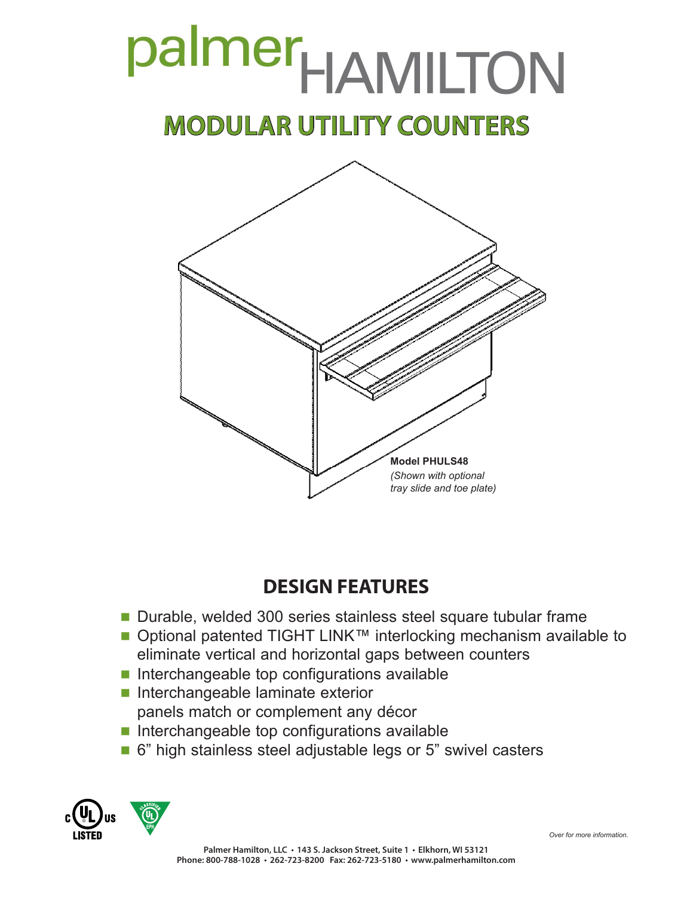# palmerHAMILTON

## MODULAR UTILITY COUNTERS

**Model PHULS48**
*(Shown with optional tray slide and toe plate)*

## DESIGN FEATURES

- Durable, welded 300 series stainless steel square tubular frame
- Optional patented TIGHT LINK™ interlocking mechanism available to eliminate vertical and horizontal gaps between counters
- Interchangeable top configurations available
- Interchangeable laminate exterior panels match or complement any décor
- Interchangeable top configurations available
- 6” high stainless steel adjustable legs or 5” swivel casters

*Over for more information.*

Palmer Hamilton, LLC • 143 S. Jackson Street, Suite 1 • Elkhorn, WI 53121
Phone: 800-788-1028 • 262-723-8200 Fax: 262-723-5180 • www.palmerhamilton.com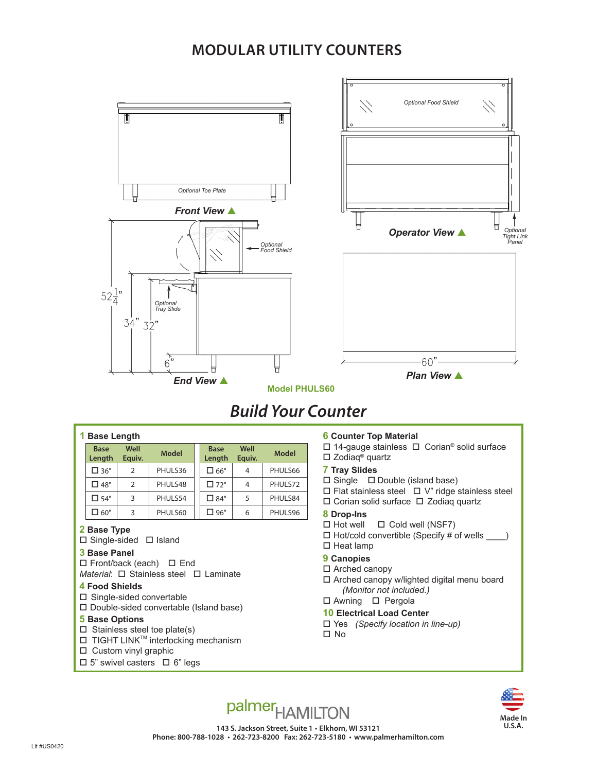# MODULAR UTILITY COUNTERS

Optional Toe Plate

**Front View ▲**

Optional Food Shield

**Operator View ▲**

Optional Tight Link Panel

Optional Food Shield

Optional Tray Slide

52 1/4"

34"

32"

6"

**End View ▲**

60"

**Plan View ▲**

**Model PHULS60**

## Build Your Counter

### 1 Base Length

| Base Length | Well Equiv. | Model | Base Length | Well Equiv. | Model |
|---|---|---|---|---|---|
| ☐ 36" | 2 | PHULS36 | ☐ 66" | 4 | PHULS66 |
| ☐ 48" | 2 | PHULS48 | ☐ 72" | 4 | PHULS72 |
| ☐ 54" | 3 | PHULS54 | ☐ 84" | 5 | PHULS84 |
| ☐ 60" | 3 | PHULS60 | ☐ 96" | 6 | PHULS96 |

### 2 Base Type
☐ Single-sided ☐ Island

### 3 Base Panel
☐ Front/back (each) ☐ End
*Material*: ☐ Stainless steel ☐ Laminate

### 4 Food Shields
☐ Single-sided convertable
☐ Double-sided convertable (Island base)

### 5 Base Options
☐ Stainless steel toe plate(s)
☐ TIGHT LINK™ interlocking mechanism
☐ Custom vinyl graphic
☐ 5" swivel casters ☐ 6" legs

### 6 Counter Top Material
☐ 14-gauge stainless ☐ Corian® solid surface
☐ Zodiaq® quartz

### 7 Tray Slides
☐ Single ☐ Double (island base)
☐ Flat stainless steel ☐ V" ridge stainless steel
☐ Corian solid surface ☐ Zodiaq quartz

### 8 Drop-Ins
☐ Hot well ☐ Cold well (NSF7)
☐ Hot/cold convertible (Specify # of wells ____)
☐ Heat lamp

### 9 Canopies
☐ Arched canopy
☐ Arched canopy w/lighted digital menu board
*(Monitor not included.)*
☐ Awning ☐ Pergola

### 10 Electrical Load Center
☐ Yes *(Specify location in line-up)*
☐ No

palmerHAMILTON

143 S. Jackson Street, Suite 1 • Elkhorn, WI 53121
Phone: 800-788-1028 • 262-723-8200 Fax: 262-723-5180 • www.palmerhamilton.com

Made In U.S.A.

Lit #US0420